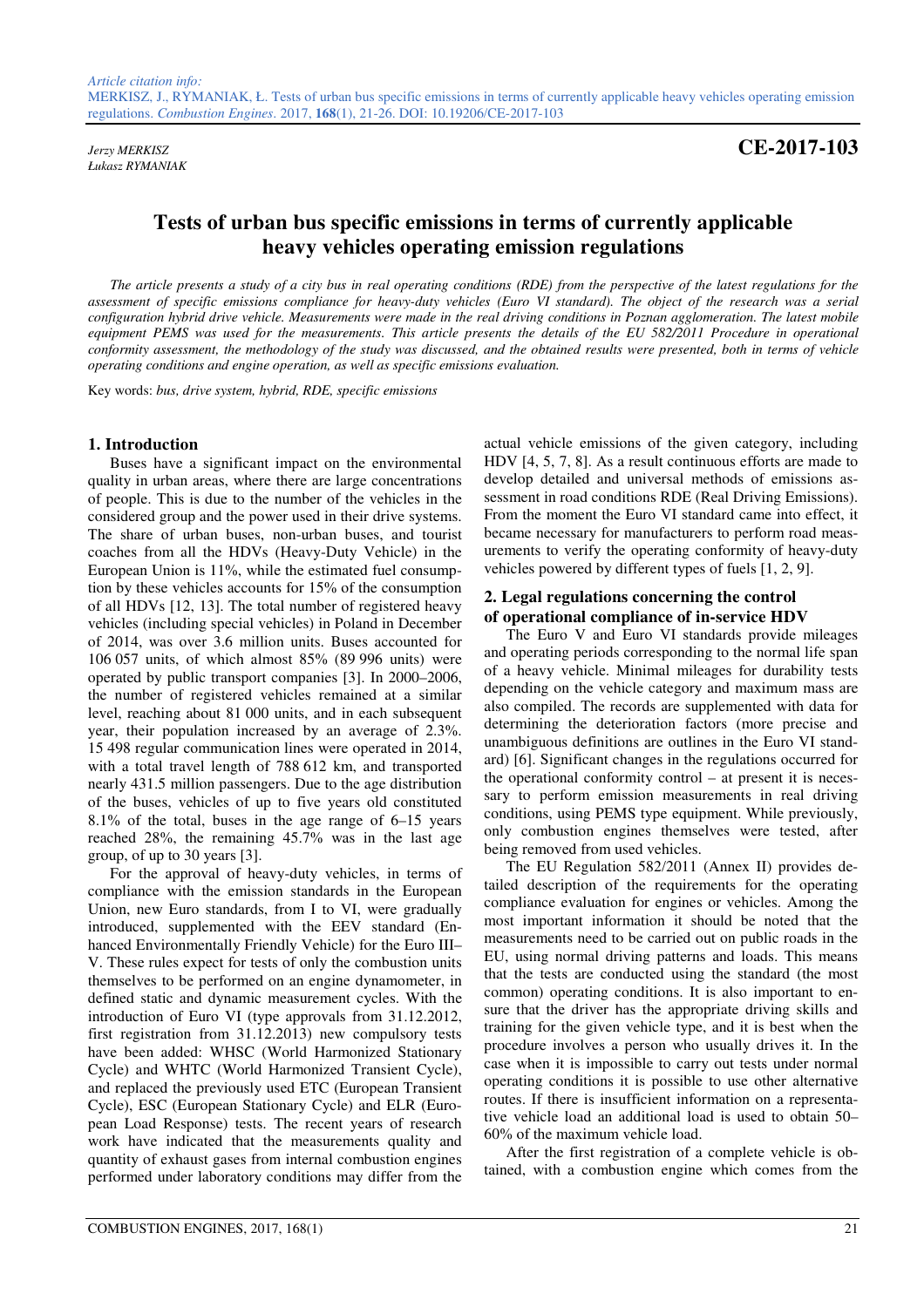*Article citation info:*
MERKISZ, J., RYMANIAK, Ł. Tests of urban bus specific emissions in terms of currently applicable heavy vehicles operating emission regulations. *Combustion Engines*. 2017, **168**(1), 21-26. DOI: 10.19206/CE-2017-103

*Jerzy MERKISZ*
*Łukasz RYMANIAK*

**CE-2017-103**

# Tests of urban bus specific emissions in terms of currently applicable heavy vehicles operating emission regulations

*The article presents a study of a city bus in real operating conditions (RDE) from the perspective of the latest regulations for the assessment of specific emissions compliance for heavy-duty vehicles (Euro VI standard). The object of the research was a serial configuration hybrid drive vehicle. Measurements were made in the real driving conditions in Poznan agglomeration. The latest mobile equipment PEMS was used for the measurements. This article presents the details of the EU 582/2011 Procedure in operational conformity assessment, the methodology of the study was discussed, and the obtained results were presented, both in terms of vehicle operating conditions and engine operation, as well as specific emissions evaluation.*

Key words: *bus, drive system, hybrid, RDE, specific emissions*

## 1. Introduction

Buses have a significant impact on the environmental quality in urban areas, where there are large concentrations of people. This is due to the number of the vehicles in the considered group and the power used in their drive systems. The share of urban buses, non-urban buses, and tourist coaches from all the HDVs (Heavy-Duty Vehicle) in the European Union is 11%, while the estimated fuel consumption by these vehicles accounts for 15% of the consumption of all HDVs [12, 13]. The total number of registered heavy vehicles (including special vehicles) in Poland in December of 2014, was over 3.6 million units. Buses accounted for 106 057 units, of which almost 85% (89 996 units) were operated by public transport companies [3]. In 2000–2006, the number of registered vehicles remained at a similar level, reaching about 81 000 units, and in each subsequent year, their population increased by an average of 2.3%. 15 498 regular communication lines were operated in 2014, with a total travel length of 788 612 km, and transported nearly 431.5 million passengers. Due to the age distribution of the buses, vehicles of up to five years old constituted 8.1% of the total, buses in the age range of 6–15 years reached 28%, the remaining 45.7% was in the last age group, of up to 30 years [3].

For the approval of heavy-duty vehicles, in terms of compliance with the emission standards in the European Union, new Euro standards, from I to VI, were gradually introduced, supplemented with the EEV standard (Enhanced Environmentally Friendly Vehicle) for the Euro III–V. These rules expect for tests of only the combustion units themselves to be performed on an engine dynamometer, in defined static and dynamic measurement cycles. With the introduction of Euro VI (type approvals from 31.12.2012, first registration from 31.12.2013) new compulsory tests have been added: WHSC (World Harmonized Stationary Cycle) and WHTC (World Harmonized Transient Cycle), and replaced the previously used ETC (European Transient Cycle), ESC (European Stationary Cycle) and ELR (European Load Response) tests. The recent years of research work have indicated that the measurements quality and quantity of exhaust gases from internal combustion engines performed under laboratory conditions may differ from the actual vehicle emissions of the given category, including HDV [4, 5, 7, 8]. As a result continuous efforts are made to develop detailed and universal methods of emissions assessment in road conditions RDE (Real Driving Emissions). From the moment the Euro VI standard came into effect, it became necessary for manufacturers to perform road measurements to verify the operating conformity of heavy-duty vehicles powered by different types of fuels [1, 2, 9].

## 2. Legal regulations concerning the control of operational compliance of in-service HDV

The Euro V and Euro VI standards provide mileages and operating periods corresponding to the normal life span of a heavy vehicle. Minimal mileages for durability tests depending on the vehicle category and maximum mass are also compiled. The records are supplemented with data for determining the deterioration factors (more precise and unambiguous definitions are outlines in the Euro VI standard) [6]. Significant changes in the regulations occurred for the operational conformity control – at present it is necessary to perform emission measurements in real driving conditions, using PEMS type equipment. While previously, only combustion engines themselves were tested, after being removed from used vehicles.

The EU Regulation 582/2011 (Annex II) provides detailed description of the requirements for the operating compliance evaluation for engines or vehicles. Among the most important information it should be noted that the measurements need to be carried out on public roads in the EU, using normal driving patterns and loads. This means that the tests are conducted using the standard (the most common) operating conditions. It is also important to ensure that the driver has the appropriate driving skills and training for the given vehicle type, and it is best when the procedure involves a person who usually drives it. In the case when it is impossible to carry out tests under normal operating conditions it is possible to use other alternative routes. If there is insufficient information on a representative vehicle load an additional load is used to obtain 50–60% of the maximum vehicle load.

After the first registration of a complete vehicle is obtained, with a combustion engine which comes from the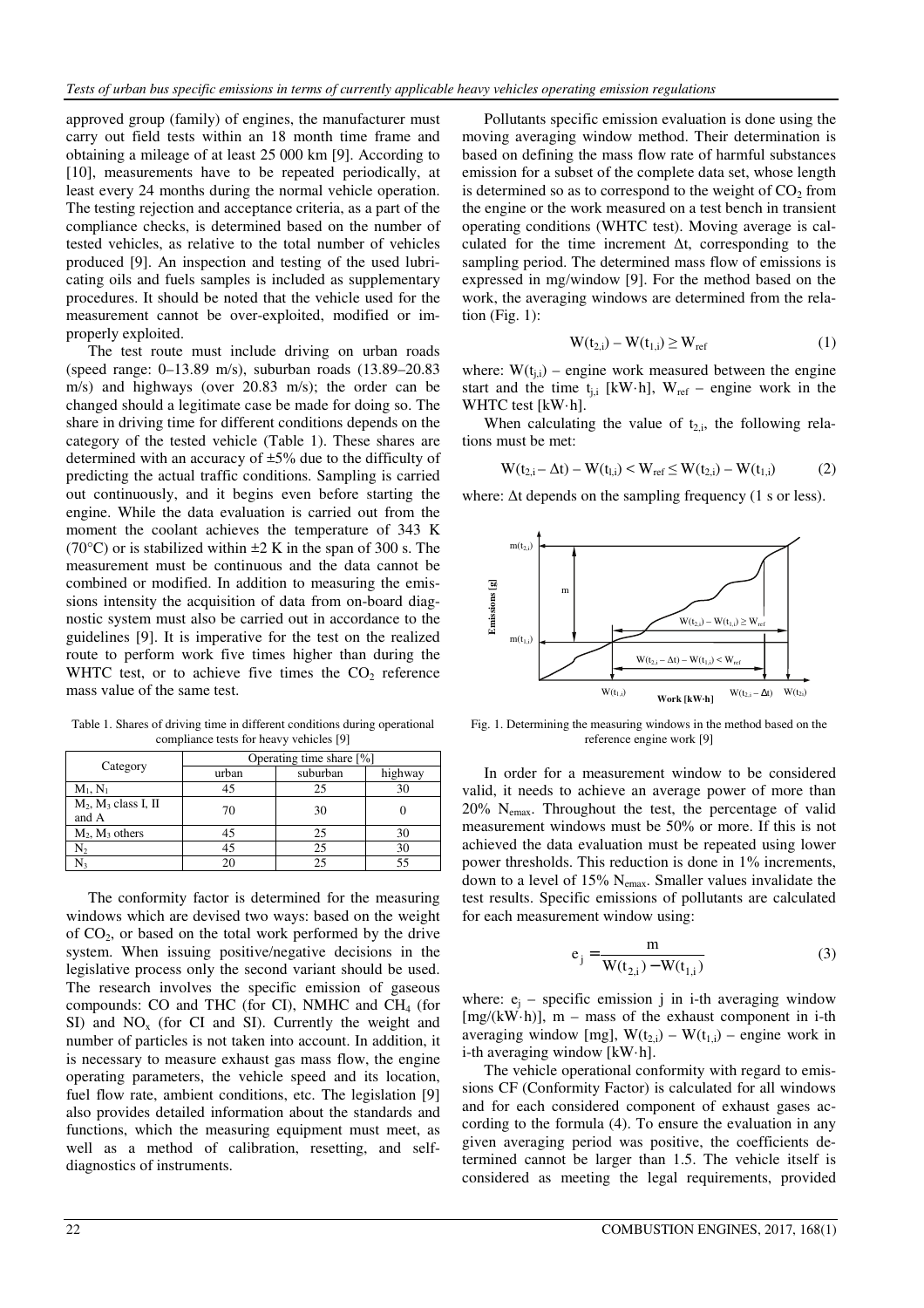approved group (family) of engines, the manufacturer must carry out field tests within an 18 month time frame and obtaining a mileage of at least 25 000 km [9]. According to [10], measurements have to be repeated periodically, at least every 24 months during the normal vehicle operation. The testing rejection and acceptance criteria, as a part of the compliance checks, is determined based on the number of tested vehicles, as relative to the total number of vehicles produced [9]. An inspection and testing of the used lubricating oils and fuels samples is included as supplementary procedures. It should be noted that the vehicle used for the measurement cannot be over-exploited, modified or improperly exploited.

The test route must include driving on urban roads (speed range: 0–13.89 m/s), suburban roads (13.89–20.83 m/s) and highways (over 20.83 m/s); the order can be changed should a legitimate case be made for doing so. The share in driving time for different conditions depends on the category of the tested vehicle (Table 1). These shares are determined with an accuracy of ±5% due to the difficulty of predicting the actual traffic conditions. Sampling is carried out continuously, and it begins even before starting the engine. While the data evaluation is carried out from the moment the coolant achieves the temperature of 343 K (70°C) or is stabilized within ±2 K in the span of 300 s. The measurement must be continuous and the data cannot be combined or modified. In addition to measuring the emissions intensity the acquisition of data from on-board diagnostic system must also be carried out in accordance to the guidelines [9]. It is imperative for the test on the realized route to perform work five times higher than during the WHTC test, or to achieve five times the $CO_2$ reference mass value of the same test.

Table 1. Shares of driving time in different conditions during operational compliance tests for heavy vehicles [9]

| Category | Operating time share [%] | | |
|---|---|---|---|
| | urban | suburban | highway |
| $M_1$, $N_1$ | 45 | 25 | 30 |
| $M_2$, $M_3$ class I, II and A | 70 | 30 | 0 |
| $M_2$, $M_3$ others | 45 | 25 | 30 |
| $N_2$ | 45 | 25 | 30 |
| $N_3$ | 20 | 25 | 55 |

The conformity factor is determined for the measuring windows which are devised two ways: based on the weight of $CO_2$, or based on the total work performed by the drive system. When issuing positive/negative decisions in the legislative process only the second variant should be used. The research involves the specific emission of gaseous compounds: CO and THC (for CI), NMHC and $CH_4$ (for SI) and $NO_x$ (for CI and SI). Currently the weight and number of particles is not taken into account. In addition, it is necessary to measure exhaust gas mass flow, the engine operating parameters, the vehicle speed and its location, fuel flow rate, ambient conditions, etc. The legislation [9] also provides detailed information about the standards and functions, which the measuring equipment must meet, as well as a method of calibration, resetting, and self-diagnostics of instruments.

Pollutants specific emission evaluation is done using the moving averaging window method. Their determination is based on defining the mass flow rate of harmful substances emission for a subset of the complete data set, whose length is determined so as to correspond to the weight of $CO_2$ from the engine or the work measured on a test bench in transient operating conditions (WHTC test). Moving average is calculated for the time increment Δt, corresponding to the sampling period. The determined mass flow of emissions is expressed in mg/window [9]. For the method based on the work, the averaging windows are determined from the relation (Fig. 1):

$$W(t_{2,i}) - W(t_{1,i}) \geq W_{ref} \tag{1}$$

where: $W(t_{j,i})$ – engine work measured between the engine start and the time $t_{j,i}$ [kW·h], $W_{ref}$ – engine work in the WHTC test [kW·h].

When calculating the value of $t_{2,i}$, the following relations must be met:

$$W(t_{2,i} - \Delta t) - W(t_{1,i}) < W_{ref} \leq W(t_{2,i}) - W(t_{1,i}) \tag{2}$$

where: Δt depends on the sampling frequency (1 s or less).

Fig. 1. Determining the measuring windows in the method based on the reference engine work [9]

In order for a measurement window to be considered valid, it needs to achieve an average power of more than 20% $N_{emax}$. Throughout the test, the percentage of valid measurement windows must be 50% or more. If this is not achieved the data evaluation must be repeated using lower power thresholds. This reduction is done in 1% increments, down to a level of 15% $N_{emax}$. Smaller values invalidate the test results. Specific emissions of pollutants are calculated for each measurement window using:

$$e_j = \frac{m}{W(t_{2,i}) - W(t_{1,i})} \tag{3}$$

where: $e_j$ – specific emission j in i-th averaging window [mg/(kW·h)], m – mass of the exhaust component in i-th averaging window [mg], $W(t_{2,i}) - W(t_{1,i})$ – engine work in i-th averaging window [kW·h].

The vehicle operational conformity with regard to emissions CF (Conformity Factor) is calculated for all windows and for each considered component of exhaust gases according to the formula (4). To ensure the evaluation in any given averaging period was positive, the coefficients determined cannot be larger than 1.5. The vehicle itself is considered as meeting the legal requirements, provided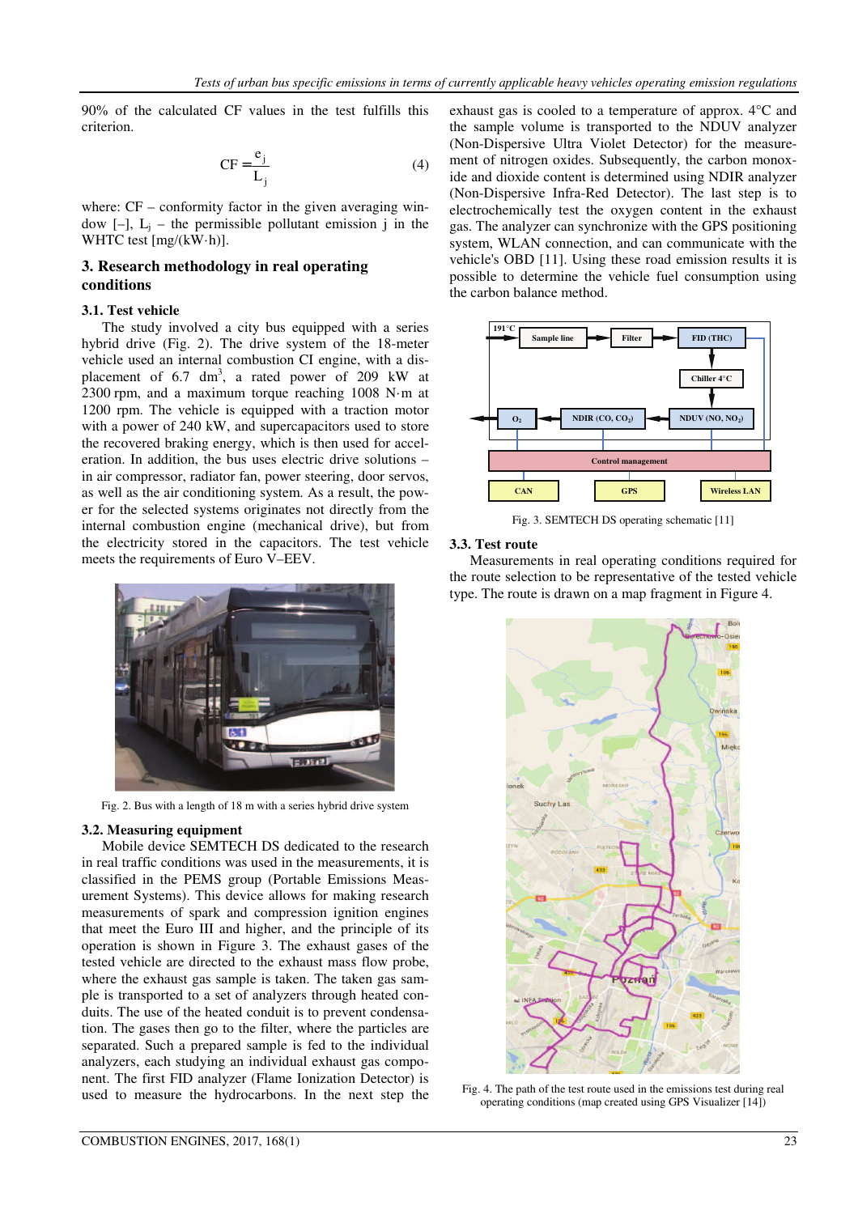90% of the calculated CF values in the test fulfills this criterion.

$$CF = \frac{e_j}{L_j} \tag{4}$$

where: CF – conformity factor in the given averaging window [–], $L_j$ – the permissible pollutant emission j in the WHTC test [mg/(kW·h)].

## 3. Research methodology in real operating conditions

### 3.1. Test vehicle

The study involved a city bus equipped with a series hybrid drive (Fig. 2). The drive system of the 18-meter vehicle used an internal combustion CI engine, with a displacement of 6.7 $dm^3$, a rated power of 209 kW at 2300 rpm, and a maximum torque reaching 1008 N·m at 1200 rpm. The vehicle is equipped with a traction motor with a power of 240 kW, and supercapacitors used to store the recovered braking energy, which is then used for acceleration. In addition, the bus uses electric drive solutions – in air compressor, radiator fan, power steering, door servos, as well as the air conditioning system. As a result, the power for the selected systems originates not directly from the internal combustion engine (mechanical drive), but from the electricity stored in the capacitors. The test vehicle meets the requirements of Euro V–EEV.

Fig. 2. Bus with a length of 18 m with a series hybrid drive system

### 3.2. Measuring equipment

Mobile device SEMTECH DS dedicated to the research in real traffic conditions was used in the measurements, it is classified in the PEMS group (Portable Emissions Measurement Systems). This device allows for making research measurements of spark and compression ignition engines that meet the Euro III and higher, and the principle of its operation is shown in Figure 3. The exhaust gases of the tested vehicle are directed to the exhaust mass flow probe, where the exhaust gas sample is taken. The taken gas sample is transported to a set of analyzers through heated conduits. The use of the heated conduit is to prevent condensation. The gases then go to the filter, where the particles are separated. Such a prepared sample is fed to the individual analyzers, each studying an individual exhaust gas component. The first FID analyzer (Flame Ionization Detector) is used to measure the hydrocarbons. In the next step the exhaust gas is cooled to a temperature of approx. 4°C and the sample volume is transported to the NDUV analyzer (Non-Dispersive Ultra Violet Detector) for the measurement of nitrogen oxides. Subsequently, the carbon monoxide and dioxide content is determined using NDIR analyzer (Non-Dispersive Infra-Red Detector). The last step is to electrochemically test the oxygen content in the exhaust gas. The analyzer can synchronize with the GPS positioning system, WLAN connection, and can communicate with the vehicle's OBD [11]. Using these road emission results it is possible to determine the vehicle fuel consumption using the carbon balance method.

Fig. 3. SEMTECH DS operating schematic [11]

### 3.3. Test route

Measurements in real operating conditions required for the route selection to be representative of the tested vehicle type. The route is drawn on a map fragment in Figure 4.

Fig. 4. The path of the test route used in the emissions test during real operating conditions (map created using GPS Visualizer [14])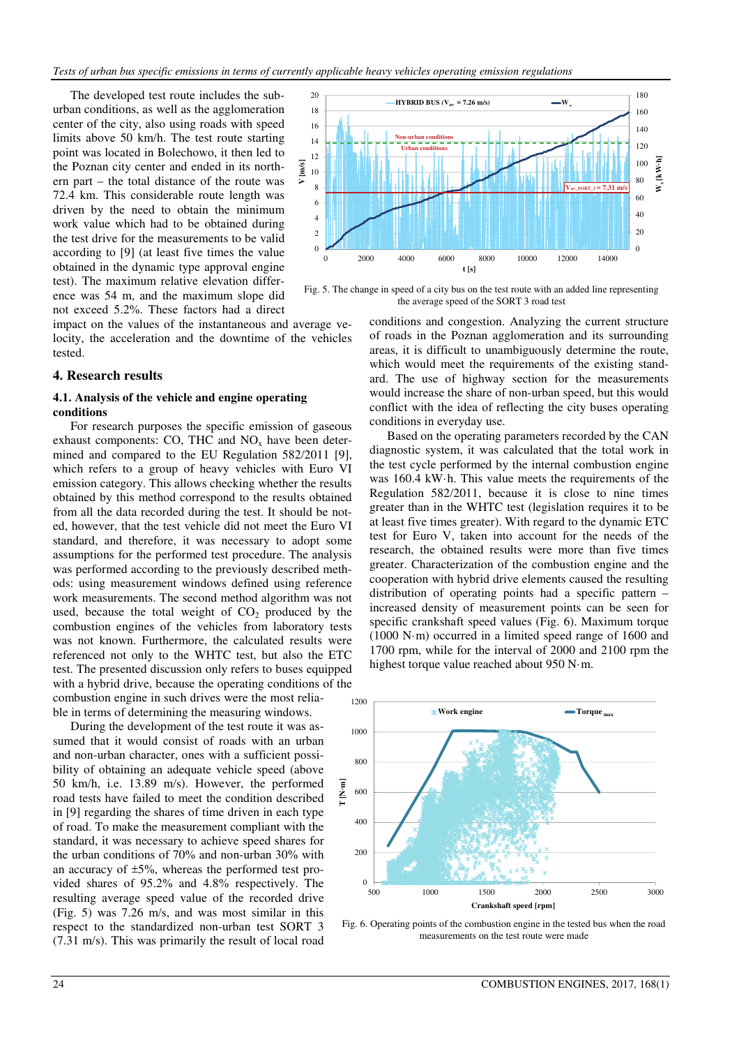The developed test route includes the suburban conditions, as well as the agglomeration center of the city, also using roads with speed limits above 50 km/h. The test route starting point was located in Bolechowo, it then led to the Poznan city center and ended in its northern part – the total distance of the route was 72.4 km. This considerable route length was driven by the need to obtain the minimum work value which had to be obtained during the test drive for the measurements to be valid according to [9] (at least five times the value obtained in the dynamic type approval engine test). The maximum relative elevation difference was 54 m, and the maximum slope did not exceed 5.2%. These factors had a direct impact on the values of the instantaneous and average velocity, the acceleration and the downtime of the vehicles tested.

## 4. Research results

### 4.1. Analysis of the vehicle and engine operating conditions

For research purposes the specific emission of gaseous exhaust components: CO, THC and $NO_x$ have been determined and compared to the EU Regulation 582/2011 [9], which refers to a group of heavy vehicles with Euro VI emission category. This allows checking whether the results obtained by this method correspond to the results obtained from all the data recorded during the test. It should be noted, however, that the test vehicle did not meet the Euro VI standard, and therefore, it was necessary to adopt some assumptions for the performed test procedure. The analysis was performed according to the previously described methods: using measurement windows defined using reference work measurements. The second method algorithm was not used, because the total weight of $CO_2$ produced by the combustion engines of the vehicles from laboratory tests was not known. Furthermore, the calculated results were referenced not only to the WHTC test, but also the ETC test. The presented discussion only refers to buses equipped with a hybrid drive, because the operating conditions of the combustion engine in such drives were the most reliable in terms of determining the measuring windows.

During the development of the test route it was assumed that it would consist of roads with an urban and non-urban character, ones with a sufficient possibility of obtaining an adequate vehicle speed (above 50 km/h, i.e. 13.89 m/s). However, the performed road tests have failed to meet the condition described in [9] regarding the shares of time driven in each type of road. To make the measurement compliant with the standard, it was necessary to achieve speed shares for the urban conditions of 70% and non-urban 30% with an accuracy of ±5%, whereas the performed test provided shares of 95.2% and 4.8% respectively. The resulting average speed value of the recorded drive (Fig. 5) was 7.26 m/s, and was most similar in this respect to the standardized non-urban test SORT 3 (7.31 m/s). This was primarily the result of local road conditions and congestion. Analyzing the current structure of roads in the Poznan agglomeration and its surrounding areas, it is difficult to unambiguously determine the route, which would meet the requirements of the existing standard. The use of highway section for the measurements would increase the share of non-urban speed, but this would conflict with the idea of reflecting the city buses operating conditions in everyday use.

Fig. 5. The change in speed of a city bus on the test route with an added line representing the average speed of the SORT 3 road test

Based on the operating parameters recorded by the CAN diagnostic system, it was calculated that the total work in the test cycle performed by the internal combustion engine was 160.4 kW·h. This value meets the requirements of the Regulation 582/2011, because it is close to nine times greater than in the WHTC test (legislation requires it to be at least five times greater). With regard to the dynamic ETC test for Euro V, taken into account for the needs of the research, the obtained results were more than five times greater. Characterization of the combustion engine and the cooperation with hybrid drive elements caused the resulting distribution of operating points had a specific pattern – increased density of measurement points can be seen for specific crankshaft speed values (Fig. 6). Maximum torque (1000 N·m) occurred in a limited speed range of 1600 and 1700 rpm, while for the interval of 2000 and 2100 rpm the highest torque value reached about 950 N·m.

Fig. 6. Operating points of the combustion engine in the tested bus when the road measurements on the test route were made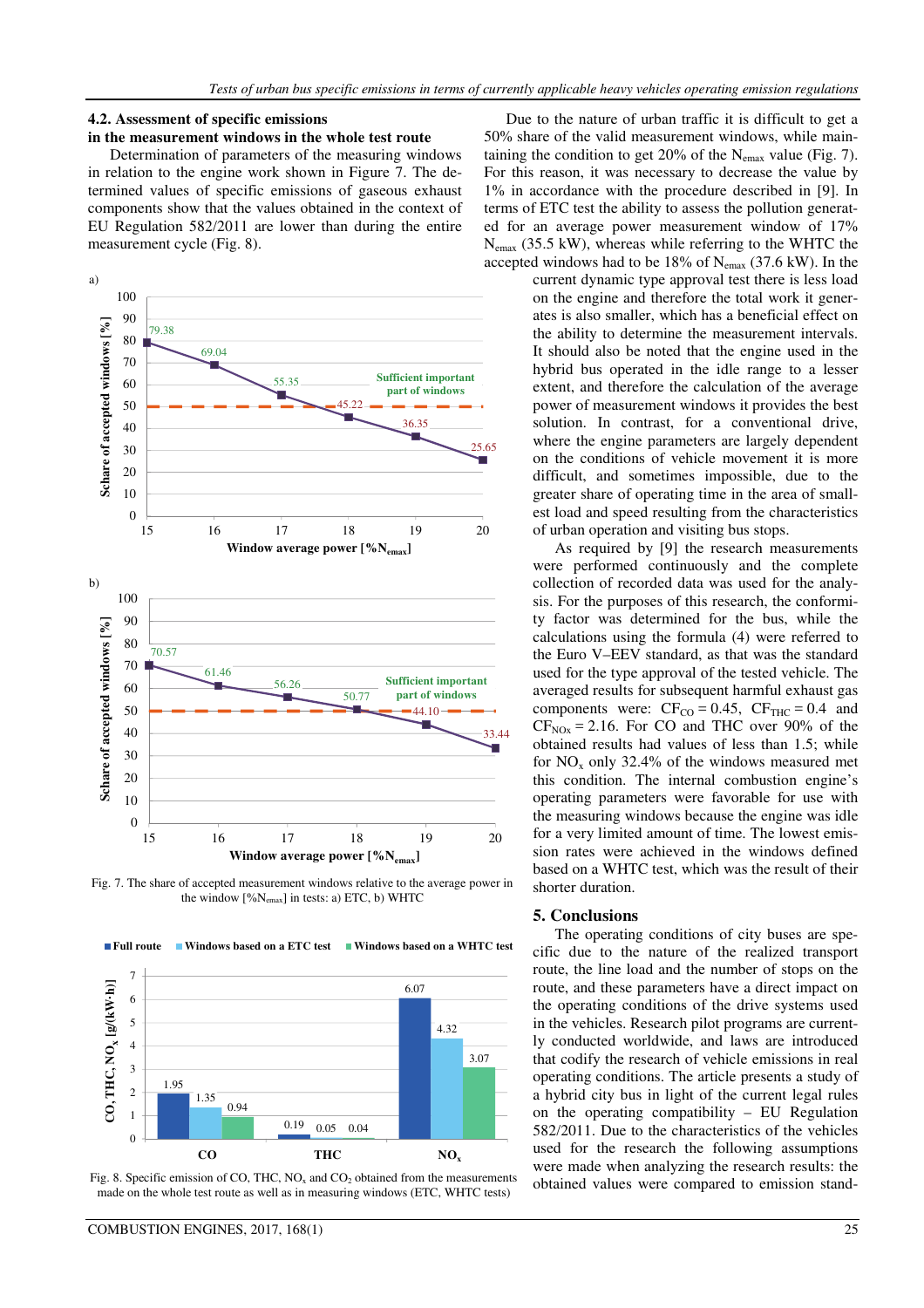### 4.2. Assessment of specific emissions in the measurement windows in the whole test route

Determination of parameters of the measuring windows in relation to the engine work shown in Figure 7. The determined values of specific emissions of gaseous exhaust components show that the values obtained in the context of EU Regulation 582/2011 are lower than during the entire measurement cycle (Fig. 8).

Fig. 7. The share of accepted measurement windows relative to the average power in the window [%$N_{emax}$] in tests: a) ETC, b) WHTC

Fig. 8. Specific emission of CO, THC, $NO_x$ and $CO_2$ obtained from the measurements made on the whole test route as well as in measuring windows (ETC, WHTC tests)

Due to the nature of urban traffic it is difficult to get a 50% share of the valid measurement windows, while maintaining the condition to get 20% of the $N_{emax}$ value (Fig. 7). For this reason, it was necessary to decrease the value by 1% in accordance with the procedure described in [9]. In terms of ETC test the ability to assess the pollution generated for an average power measurement window of 17% $N_{emax}$ (35.5 kW), whereas while referring to the WHTC the accepted windows had to be 18% of $N_{emax}$ (37.6 kW). In the current dynamic type approval test there is less load on the engine and therefore the total work it generates is also smaller, which has a beneficial effect on the ability to determine the measurement intervals. It should also be noted that the engine used in the hybrid bus operated in the idle range to a lesser extent, and therefore the calculation of the average power of measurement windows it provides the best solution. In contrast, for a conventional drive, where the engine parameters are largely dependent on the conditions of vehicle movement it is more difficult, and sometimes impossible, due to the greater share of operating time in the area of smallest load and speed resulting from the characteristics of urban operation and visiting bus stops.

As required by [9] the research measurements were performed continuously and the complete collection of recorded data was used for the analysis. For the purposes of this research, the conformity factor was determined for the bus, while the calculations using the formula (4) were referred to the Euro V–EEV standard, as that was the standard used for the type approval of the tested vehicle. The averaged results for subsequent harmful exhaust gas components were: $CF_{CO} = 0.45$, $CF_{THC} = 0.4$ and $CF_{NOx} = 2.16$. For CO and THC over 90% of the obtained results had values of less than 1.5; while for $NO_x$ only 32.4% of the windows measured met this condition. The internal combustion engine's operating parameters were favorable for use with the measuring windows because the engine was idle for a very limited amount of time. The lowest emission rates were achieved in the windows defined based on a WHTC test, which was the result of their shorter duration.

## 5. Conclusions

The operating conditions of city buses are specific due to the nature of the realized transport route, the line load and the number of stops on the route, and these parameters have a direct impact on the operating conditions of the drive systems used in the vehicles. Research pilot programs are currently conducted worldwide, and laws are introduced that codify the research of vehicle emissions in real operating conditions. The article presents a study of a hybrid city bus in light of the current legal rules on the operating compatibility – EU Regulation 582/2011. Due to the characteristics of the vehicles used for the research the following assumptions were made when analyzing the research results: the obtained values were compared to emission stand-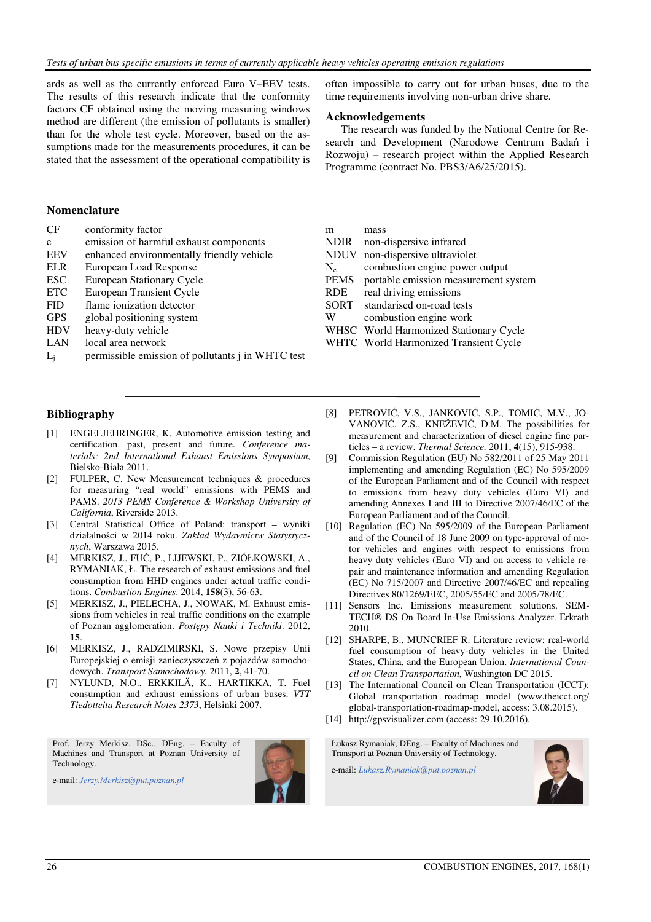ards as well as the currently enforced Euro V–EEV tests. The results of this research indicate that the conformity factors CF obtained using the moving measuring windows method are different (the emission of pollutants is smaller) than for the whole test cycle. Moreover, based on the assumptions made for the measurements procedures, it can be stated that the assessment of the operational compatibility is often impossible to carry out for urban buses, due to the time requirements involving non-urban drive share.

## Acknowledgements

The research was funded by the National Centre for Research and Development (Narodowe Centrum Badań i Rozwoju) – research project within the Applied Research Programme (contract No. PBS3/A6/25/2015).

## Nomenclature

| | |
|---|---|
| CF | conformity factor |
| e | emission of harmful exhaust components |
| EEV | enhanced environmentally friendly vehicle |
| ELR | European Load Response |
| ESC | European Stationary Cycle |
| ETC | European Transient Cycle |
| FID | flame ionization detector |
| GPS | global positioning system |
| HDV | heavy-duty vehicle |
| LAN | local area network |
| $L_j$ | permissible emission of pollutants j in WHTC test |
| m | mass |
| NDIR | non-dispersive infrared |
| NDUV | non-dispersive ultraviolet |
| $N_e$ | combustion engine power output |
| PEMS | portable emission measurement system |
| RDE | real driving emissions |
| SORT | standarised on-road tests |
| W | combustion engine work |
| WHSC | World Harmonized Stationary Cycle |
| WHTC | World Harmonized Transient Cycle |

## Bibliography

[1] ENGELJEHRINGER, K. Automotive emission testing and certification. past, present and future. *Conference materials: 2nd International Exhaust Emissions Symposium*, Bielsko-Biała 2011.

[2] FULPER, C. New Measurement techniques & procedures for measuring "real world" emissions with PEMS and PAMS. *2013 PEMS Conference & Workshop University of California*, Riverside 2013.

[3] Central Statistical Office of Poland: transport – wyniki działalności w 2014 roku. *Zakład Wydawnictw Statystycznych*, Warszawa 2015.

[4] MERKISZ, J., FUĆ, P., LIJEWSKI, P., ZIÓŁKOWSKI, A., RYMANIAK, Ł. The research of exhaust emissions and fuel consumption from HHD engines under actual traffic conditions. *Combustion Engines*. 2014, **158**(3), 56-63.

[5] MERKISZ, J., PIELECHA, J., NOWAK, M. Exhaust emissions from vehicles in real traffic conditions on the example of Poznan agglomeration. *Postępy Nauki i Techniki*. 2012, **15**.

[6] MERKISZ, J., RADZIMIRSKI, S. Nowe przepisy Unii Europejskiej o emisji zanieczyszczeń z pojazdów samochodowych. *Transport Samochodowy*. 2011, **2**, 41-70.

[7] NYLUND, N.O., ERKKILÄ, K., HARTIKKA, T. Fuel consumption and exhaust emissions of urban buses. *VTT Tiedotteita Research Notes 2373*, Helsinki 2007.

[8] PETROVIĆ, V.S., JANKOVIĆ, S.P., TOMIĆ, M.V., JOVANOVIĆ, Z.S., KNEŽEVIĆ, D.M. The possibilities for measurement and characterization of diesel engine fine particles – a review. *Thermal Science.* 2011, **4**(15), 915-938.

[9] Commission Regulation (EU) No 582/2011 of 25 May 2011 implementing and amending Regulation (EC) No 595/2009 of the European Parliament and of the Council with respect to emissions from heavy duty vehicles (Euro VI) and amending Annexes I and III to Directive 2007/46/EC of the European Parliament and of the Council.

[10] Regulation (EC) No 595/2009 of the European Parliament and of the Council of 18 June 2009 on type-approval of motor vehicles and engines with respect to emissions from heavy duty vehicles (Euro VI) and on access to vehicle repair and maintenance information and amending Regulation (EC) No 715/2007 and Directive 2007/46/EC and repealing Directives 80/1269/EEC, 2005/55/EC and 2005/78/EC.

[11] Sensors Inc. Emissions measurement solutions. SEMTECH® DS On Board In-Use Emissions Analyzer. Erkrath 2010.

[12] SHARPE, B., MUNCRIEF R. Literature review: real-world fuel consumption of heavy-duty vehicles in the United States, China, and the European Union. *International Council on Clean Transportation*, Washington DC 2015.

[13] The International Council on Clean Transportation (ICCT): Global transportation roadmap model (www.theicct.org/global-transportation-roadmap-model, access: 3.08.2015).

[14] http://gpsvisualizer.com (access: 29.10.2016).

Prof. Jerzy Merkisz, DSc., DEng. – Faculty of Machines and Transport at Poznan University of Technology.

e-mail: *Jerzy.Merkisz@put.poznan.pl*

Łukasz Rymaniak, DEng. – Faculty of Machines and Transport at Poznan University of Technology.

e-mail: *Lukasz.Rymaniak@put.poznan.pl*